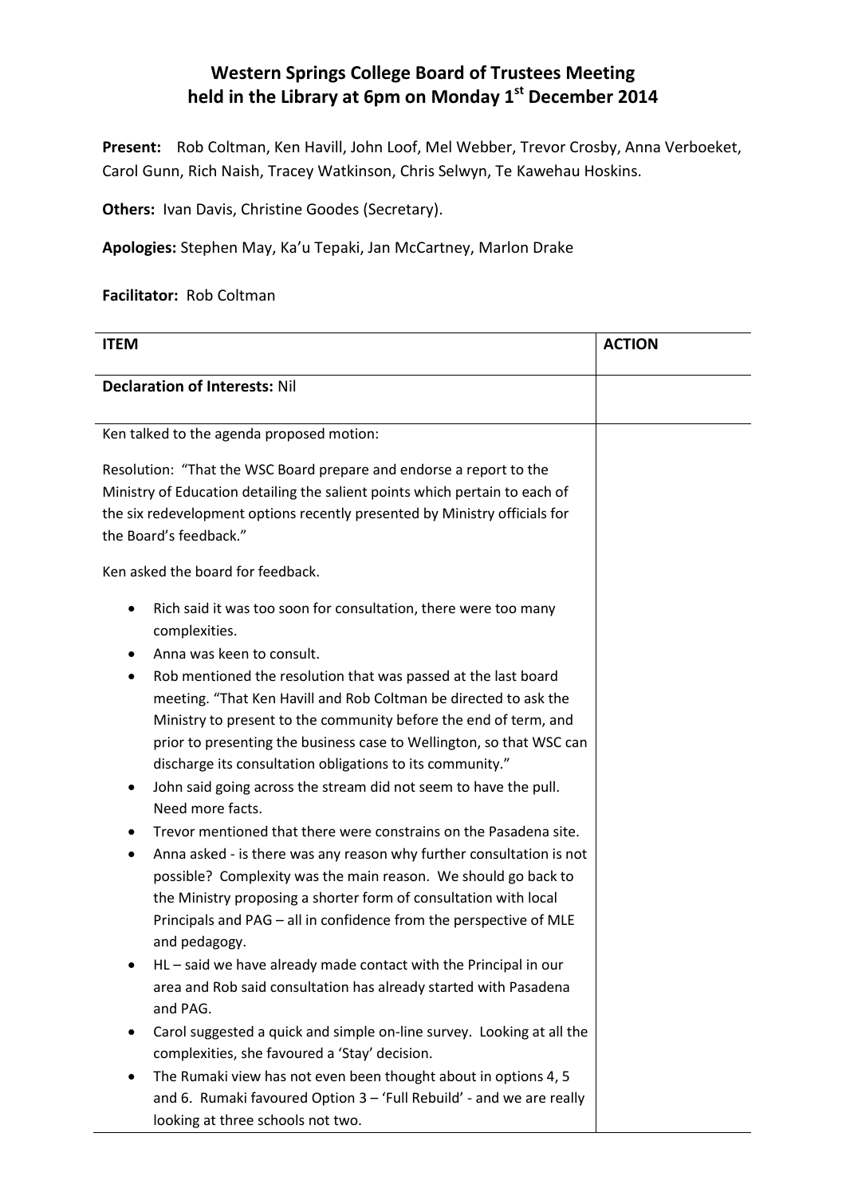# Western Springs College Board of Trustees Meeting held in the Library at 6pm on Monday 1st December 2014

**Present:** Rob Coltman, Ken Havill, John Loof, Mel Webber, Trevor Crosby, Anna Verboeket, Carol Gunn, Rich Naish, Tracey Watkinson, Chris Selwyn, Te Kawehau Hoskins.

**Others:** Ivan Davis, Christine Goodes (Secretary).

**Apologies:** Stephen May, Ka'u Tepaki, Jan McCartney, Marlon Drake

**Facilitator:** Rob Coltman

| ITEM | ACTION |
|---|---|
| **Declaration of Interests:** Nil | |
| Ken talked to the agenda proposed motion:<br><br>Resolution: "That the WSC Board prepare and endorse a report to the Ministry of Education detailing the salient points which pertain to each of the six redevelopment options recently presented by Ministry officials for the Board's feedback."<br><br>Ken asked the board for feedback.<br><br>• Rich said it was too soon for consultation, there were too many complexities.<br>• Anna was keen to consult.<br>• Rob mentioned the resolution that was passed at the last board meeting. "That Ken Havill and Rob Coltman be directed to ask the Ministry to present to the community before the end of term, and prior to presenting the business case to Wellington, so that WSC can discharge its consultation obligations to its community."<br>• John said going across the stream did not seem to have the pull. Need more facts.<br>• Trevor mentioned that there were constrains on the Pasadena site.<br>• Anna asked - is there was any reason why further consultation is not possible? Complexity was the main reason. We should go back to the Ministry proposing a shorter form of consultation with local Principals and PAG – all in confidence from the perspective of MLE and pedagogy.<br>• HL – said we have already made contact with the Principal in our area and Rob said consultation has already started with Pasadena and PAG.<br>• Carol suggested a quick and simple on-line survey. Looking at all the complexities, she favoured a 'Stay' decision.<br>• The Rumaki view has not even been thought about in options 4, 5 and 6. Rumaki favoured Option 3 – 'Full Rebuild' - and we are really looking at three schools not two. | |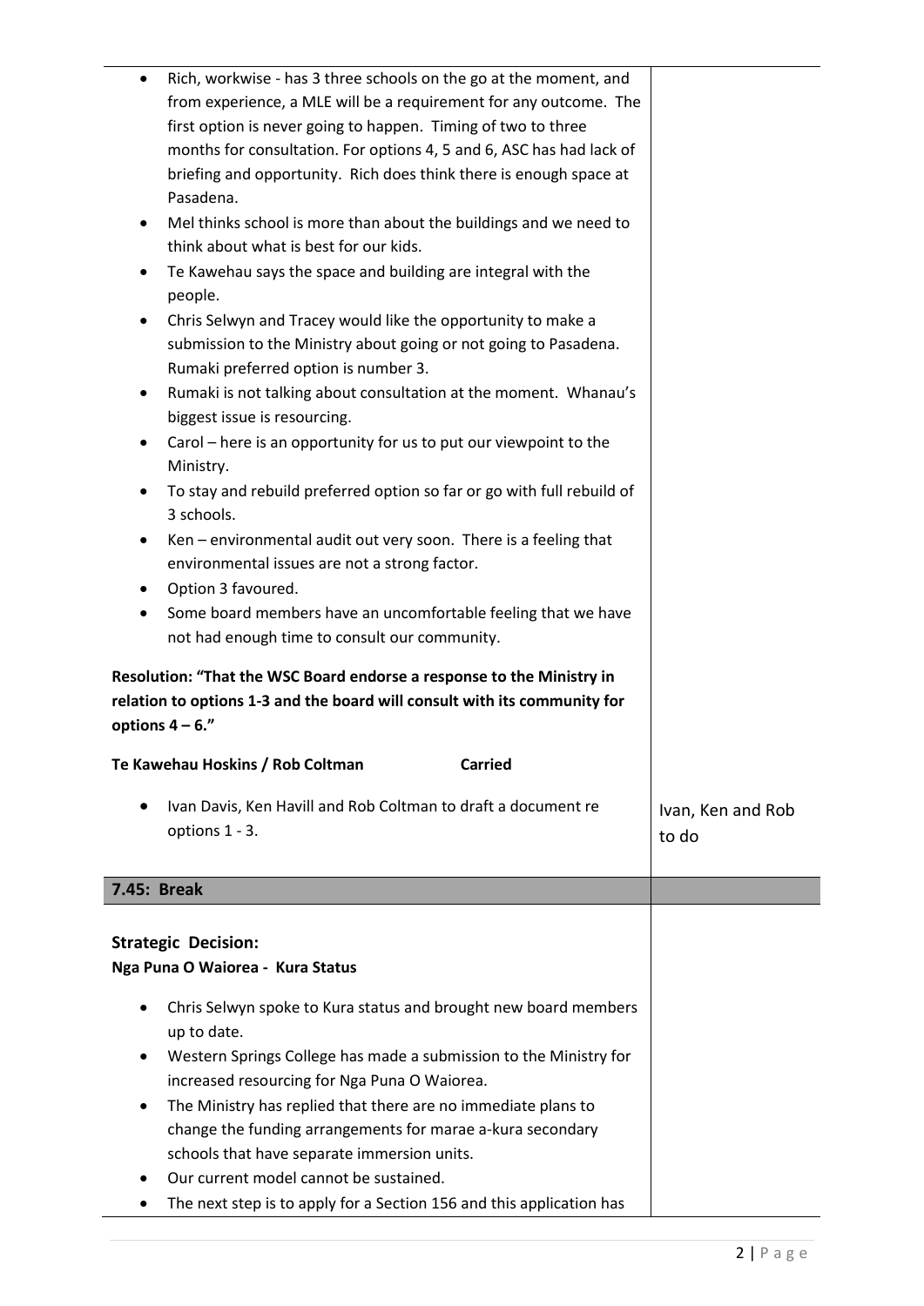| | |
|---|---|
| - Rich, workwise - has 3 three schools on the go at the moment, and from experience, a MLE will be a requirement for any outcome. The first option is never going to happen. Timing of two to three months for consultation. For options 4, 5 and 6, ASC has had lack of briefing and opportunity. Rich does think there is enough space at Pasadena.<br>- Mel thinks school is more than about the buildings and we need to think about what is best for our kids.<br>- Te Kawehau says the space and building are integral with the people.<br>- Chris Selwyn and Tracey would like the opportunity to make a submission to the Ministry about going or not going to Pasadena. Rumaki preferred option is number 3.<br>- Rumaki is not talking about consultation at the moment. Whanau's biggest issue is resourcing.<br>- Carol – here is an opportunity for us to put our viewpoint to the Ministry.<br>- To stay and rebuild preferred option so far or go with full rebuild of 3 schools.<br>- Ken – environmental audit out very soon. There is a feeling that environmental issues are not a strong factor.<br>- Option 3 favoured.<br>- Some board members have an uncomfortable feeling that we have not had enough time to consult our community.<br><br>**Resolution: "That the WSC Board endorse a response to the Ministry in relation to options 1-3 and the board will consult with its community for options 4 – 6."**<br><br>**Te Kawehau Hoskins / Rob Coltman Carried**<br><br>- Ivan Davis, Ken Havill and Rob Coltman to draft a document re options 1 - 3. | Ivan, Ken and Rob to do |
| **7.45: Break** | |
| **Strategic Decision:**<br>**Nga Puna O Waiorea - Kura Status**<br><br>- Chris Selwyn spoke to Kura status and brought new board members up to date.<br>- Western Springs College has made a submission to the Ministry for increased resourcing for Nga Puna O Waiorea.<br>- The Ministry has replied that there are no immediate plans to change the funding arrangements for marae a-kura secondary schools that have separate immersion units.<br>- Our current model cannot be sustained.<br>- The next step is to apply for a Section 156 and this application has | |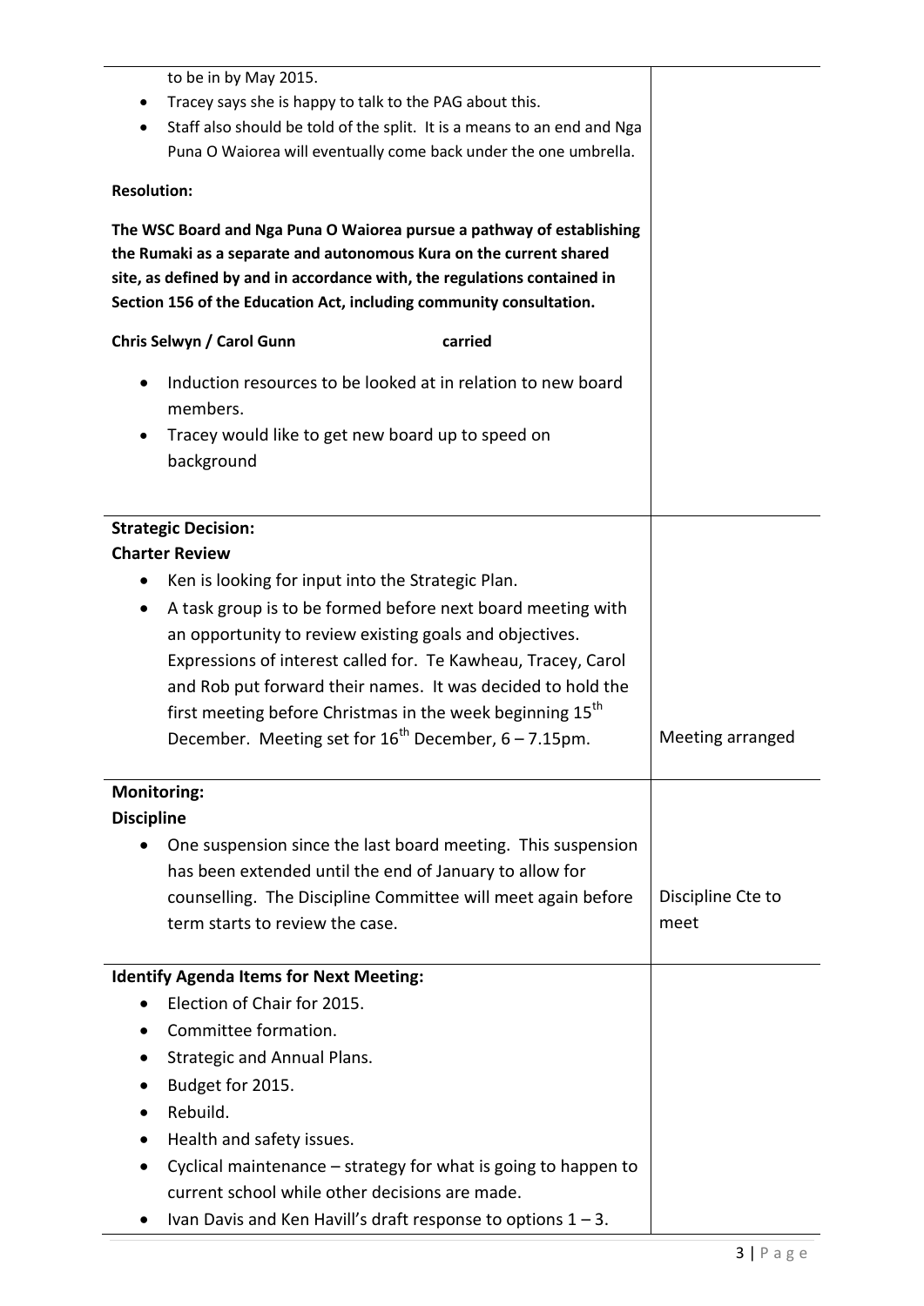| | |
|---|---|
| to be in by May 2015.<br>• Tracey says she is happy to talk to the PAG about this.<br>• Staff also should be told of the split. It is a means to an end and Nga Puna O Waiorea will eventually come back under the one umbrella.<br><br>**Resolution:**<br><br>**The WSC Board and Nga Puna O Waiorea pursue a pathway of establishing the Rumaki as a separate and autonomous Kura on the current shared site, as defined by and in accordance with, the regulations contained in Section 156 of the Education Act, including community consultation.**<br><br>**Chris Selwyn / Carol Gunn carried**<br><br>• Induction resources to be looked at in relation to new board members.<br>• Tracey would like to get new board up to speed on background | |
| **Strategic Decision:**<br>**Charter Review**<br>• Ken is looking for input into the Strategic Plan.<br>• A task group is to be formed before next board meeting with an opportunity to review existing goals and objectives. Expressions of interest called for. Te Kawheau, Tracey, Carol and Rob put forward their names. It was decided to hold the first meeting before Christmas in the week beginning 15th December. Meeting set for 16th December, 6 – 7.15pm. | Meeting arranged |
| **Monitoring:**<br>**Discipline**<br>• One suspension since the last board meeting. This suspension has been extended until the end of January to allow for counselling. The Discipline Committee will meet again before term starts to review the case. | Discipline Cte to meet |
| **Identify Agenda Items for Next Meeting:**<br>• Election of Chair for 2015.<br>• Committee formation.<br>• Strategic and Annual Plans.<br>• Budget for 2015.<br>• Rebuild.<br>• Health and safety issues.<br>• Cyclical maintenance – strategy for what is going to happen to current school while other decisions are made.<br>• Ivan Davis and Ken Havill's draft response to options 1 – 3. | |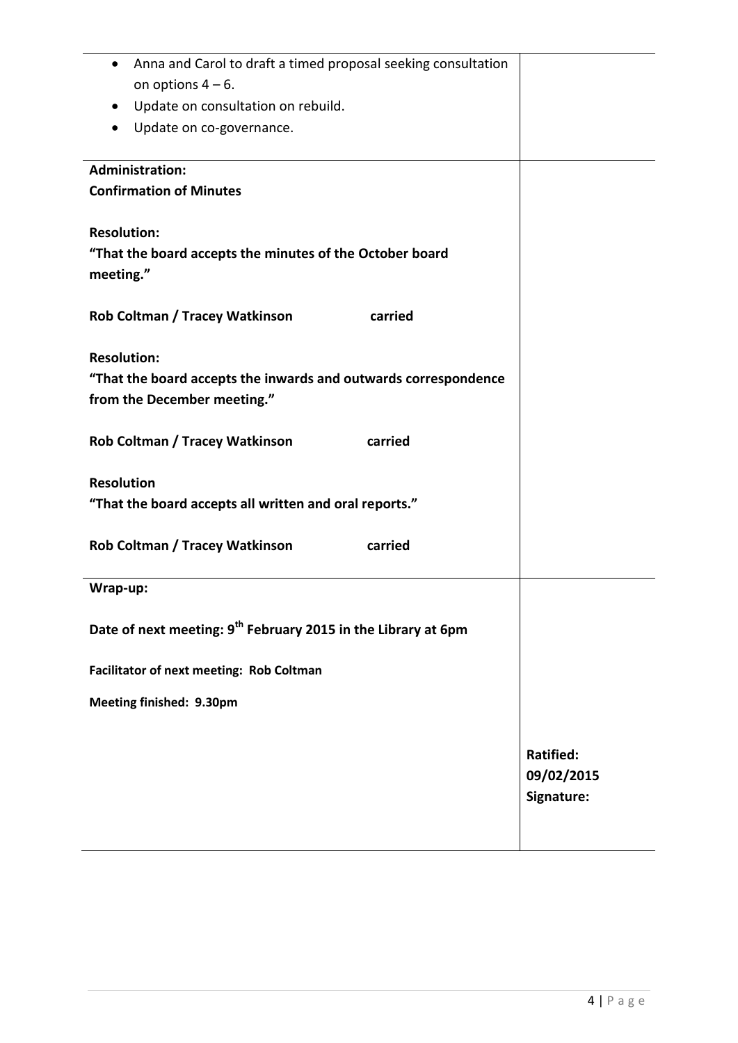| | |
|---|---|
| - Anna and Carol to draft a timed proposal seeking consultation on options 4 – 6.<br>- Update on consultation on rebuild.<br>- Update on co-governance. | |
| **Administration:**<br>**Confirmation of Minutes**<br><br>**Resolution:**<br>**"That the board accepts the minutes of the October board meeting."**<br><br>**Rob Coltman / Tracey Watkinson carried**<br><br>**Resolution:**<br>**"That the board accepts the inwards and outwards correspondence from the December meeting."**<br><br>**Rob Coltman / Tracey Watkinson carried**<br><br>**Resolution**<br>**"That the board accepts all written and oral reports."**<br><br>**Rob Coltman / Tracey Watkinson carried** | |
| **Wrap-up:**<br><br>**Date of next meeting: 9th February 2015 in the Library at 6pm**<br><br>**Facilitator of next meeting: Rob Coltman**<br><br>**Meeting finished: 9.30pm** | **Ratified:**<br>**09/02/2015**<br>**Signature:** |